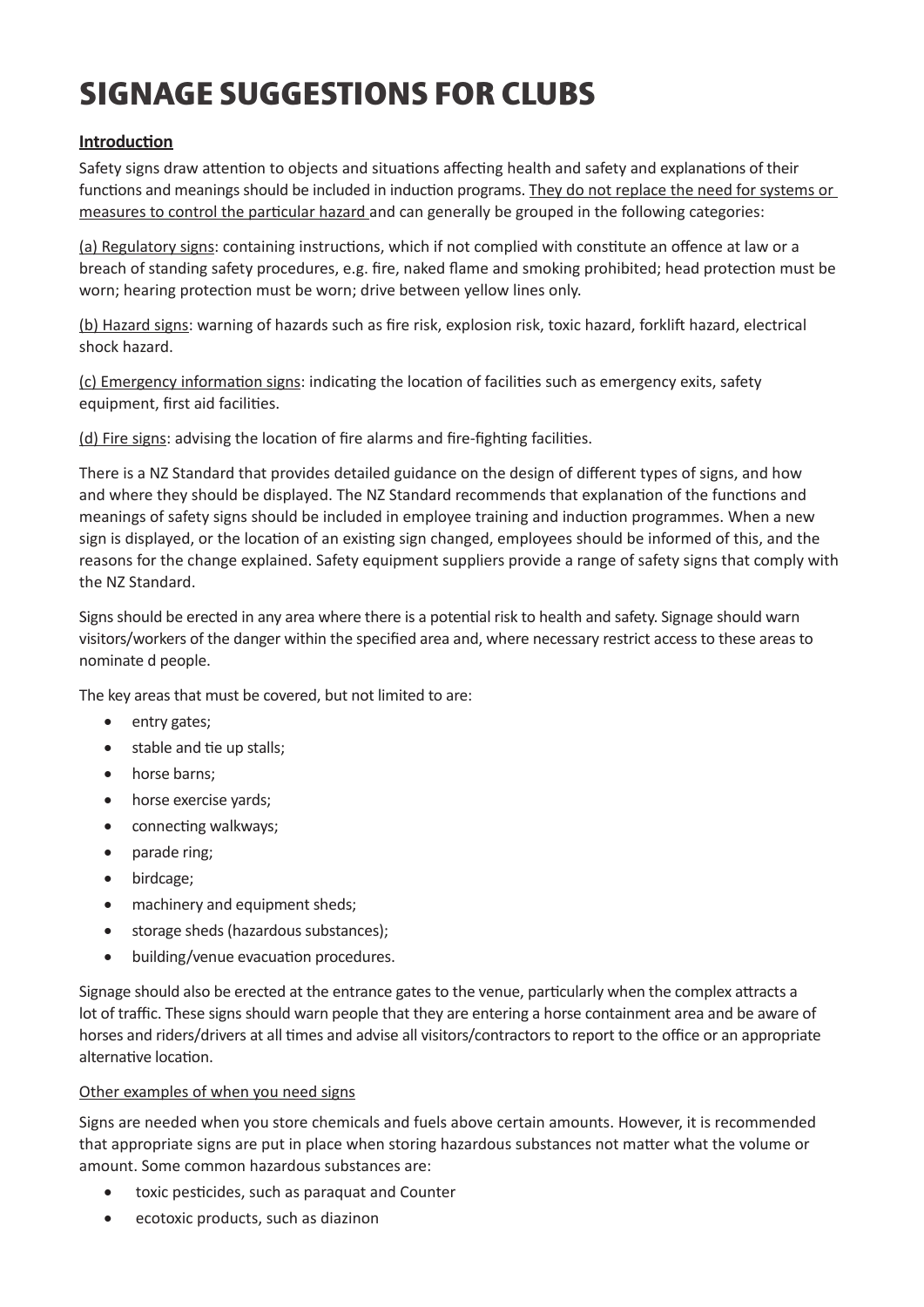# SIGNAGE SUGGESTIONS FOR CLUBS

**Introduction**

Safety signs draw attention to objects and situations affecting health and safety and explanations of their functions and meanings should be included in induction programs. They do not replace the need for systems or measures to control the particular hazard and can generally be grouped in the following categories:

(a) Regulatory signs: containing instructions, which if not complied with constitute an offence at law or a breach of standing safety procedures, e.g. fire, naked flame and smoking prohibited; head protection must be worn; hearing protection must be worn; drive between yellow lines only.

(b) Hazard signs: warning of hazards such as fire risk, explosion risk, toxic hazard, forklift hazard, electrical shock hazard.

(c) Emergency information signs: indicating the location of facilities such as emergency exits, safety equipment, first aid facilities.

(d) Fire signs: advising the location of fire alarms and fire-fighting facilities.

There is a NZ Standard that provides detailed guidance on the design of different types of signs, and how and where they should be displayed. The NZ Standard recommends that explanation of the functions and meanings of safety signs should be included in employee training and induction programmes. When a new sign is displayed, or the location of an existing sign changed, employees should be informed of this, and the reasons for the change explained. Safety equipment suppliers provide a range of safety signs that comply with the NZ Standard.

Signs should be erected in any area where there is a potential risk to health and safety. Signage should warn visitors/workers of the danger within the specified area and, where necessary restrict access to these areas to nominate d people.

The key areas that must be covered, but not limited to are:

- entry gates;
- stable and tie up stalls;
- horse barns;
- horse exercise yards;
- connecting walkways;
- parade ring;
- birdcage;
- machinery and equipment sheds;
- storage sheds (hazardous substances);
- building/venue evacuation procedures.

Signage should also be erected at the entrance gates to the venue, particularly when the complex attracts a lot of traffic. These signs should warn people that they are entering a horse containment area and be aware of horses and riders/drivers at all times and advise all visitors/contractors to report to the office or an appropriate alternative location.

Other examples of when you need signs

Signs are needed when you store chemicals and fuels above certain amounts. However, it is recommended that appropriate signs are put in place when storing hazardous substances not matter what the volume or amount. Some common hazardous substances are:

- toxic pesticides, such as paraquat and Counter
- ecotoxic products, such as diazinon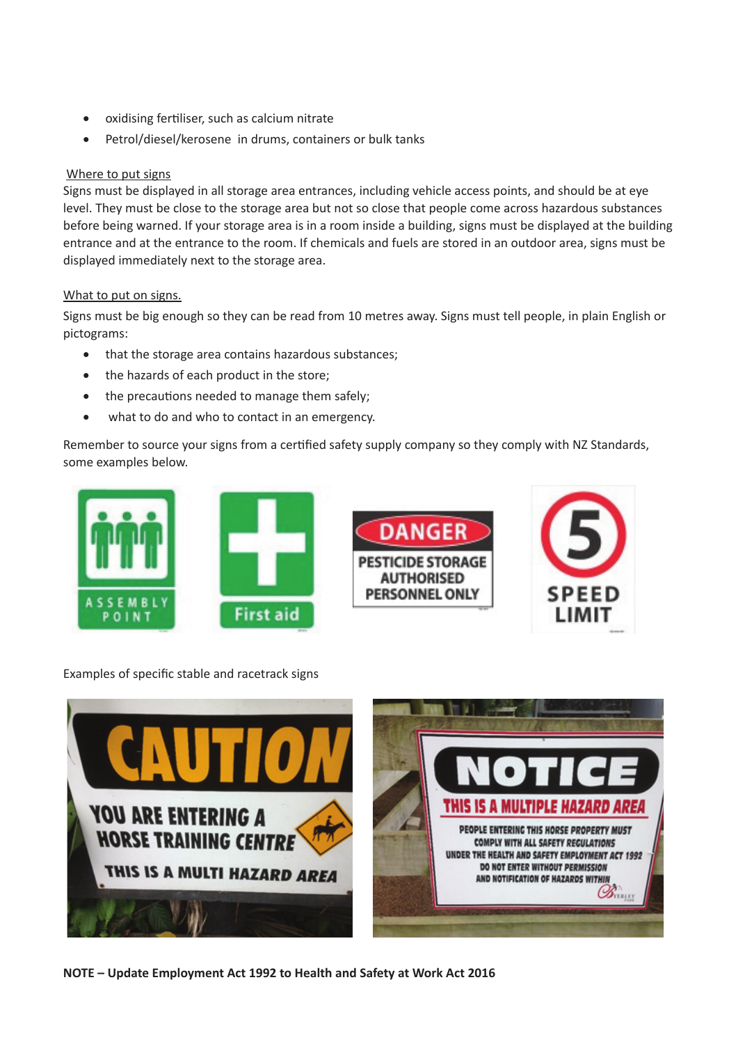- oxidising fertiliser, such as calcium nitrate
- Petrol/diesel/kerosene in drums, containers or bulk tanks

Where to put signs

Signs must be displayed in all storage area entrances, including vehicle access points, and should be at eye level. They must be close to the storage area but not so close that people come across hazardous substances before being warned. If your storage area is in a room inside a building, signs must be displayed at the building entrance and at the entrance to the room. If chemicals and fuels are stored in an outdoor area, signs must be displayed immediately next to the storage area.

What to put on signs.

Signs must be big enough so they can be read from 10 metres away. Signs must tell people, in plain English or pictograms:

- that the storage area contains hazardous substances;
- the hazards of each product in the store;
- the precautions needed to manage them safely;
- what to do and who to contact in an emergency.

Remember to source your signs from a certified safety supply company so they comply with NZ Standards, some examples below.

Examples of specific stable and racetrack signs

**NOTE – Update Employment Act 1992 to Health and Safety at Work Act 2016**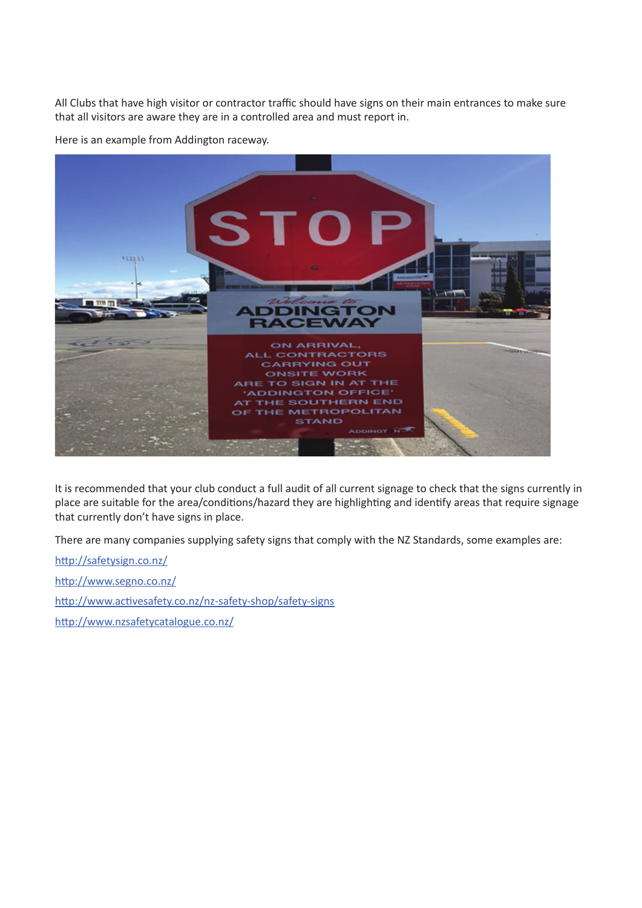All Clubs that have high visitor or contractor traffic should have signs on their main entrances to make sure that all visitors are aware they are in a controlled area and must report in.

Here is an example from Addington raceway.

It is recommended that your club conduct a full audit of all current signage to check that the signs currently in place are suitable for the area/conditions/hazard they are highlighting and identify areas that require signage that currently don't have signs in place.

There are many companies supplying safety signs that comply with the NZ Standards, some examples are:

http://safetysign.co.nz/

http://www.segno.co.nz/

http://www.activesafety.co.nz/nz-safety-shop/safety-signs

http://www.nzsafetycatalogue.co.nz/